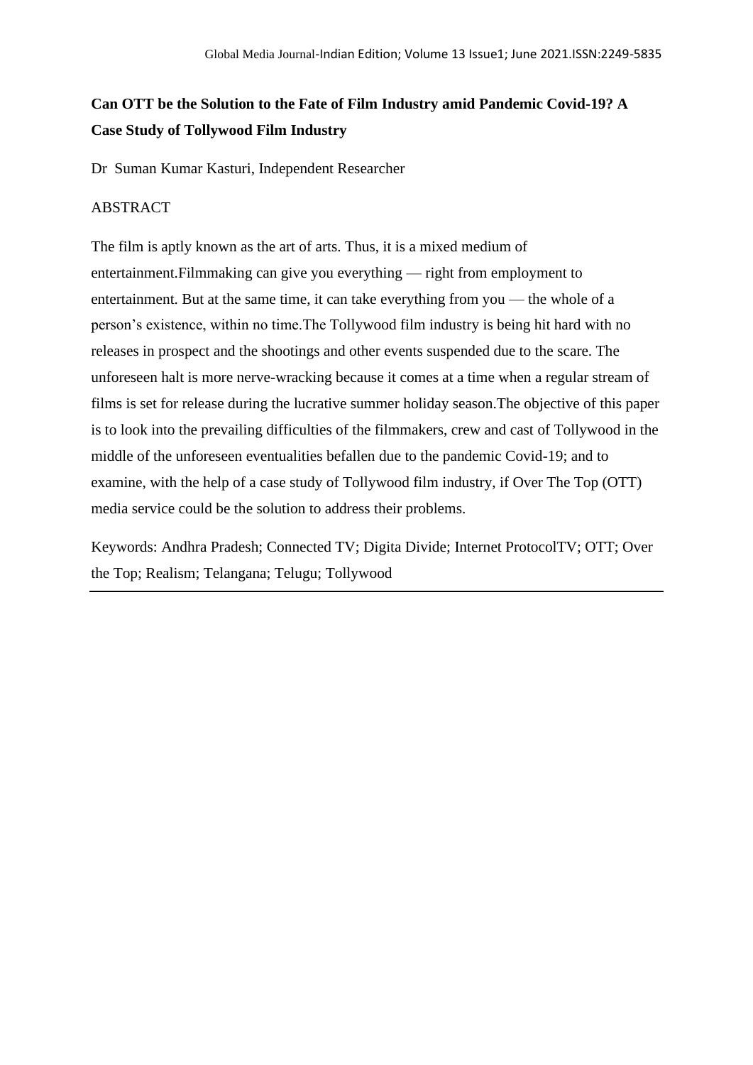**Can OTT be the Solution to the Fate of Film Industry amid Pandemic Covid-19? A Case Study of Tollywood Film Industry**

Dr Suman Kumar Kasturi, Independent Researcher

ABSTRACT

The film is aptly known as the art of arts. Thus, it is a mixed medium of entertainment.Filmmaking can give you everything — right from employment to entertainment. But at the same time, it can take everything from you — the whole of a person's existence, within no time.The Tollywood film industry is being hit hard with no releases in prospect and the shootings and other events suspended due to the scare. The unforeseen halt is more nerve-wracking because it comes at a time when a regular stream of films is set for release during the lucrative summer holiday season.The objective of this paper is to look into the prevailing difficulties of the filmmakers, crew and cast of Tollywood in the middle of the unforeseen eventualities befallen due to the pandemic Covid-19; and to examine, with the help of a case study of Tollywood film industry, if Over The Top (OTT) media service could be the solution to address their problems.

Keywords: Andhra Pradesh; Connected TV; Digita Divide; Internet ProtocolTV; OTT; Over the Top; Realism; Telangana; Telugu; Tollywood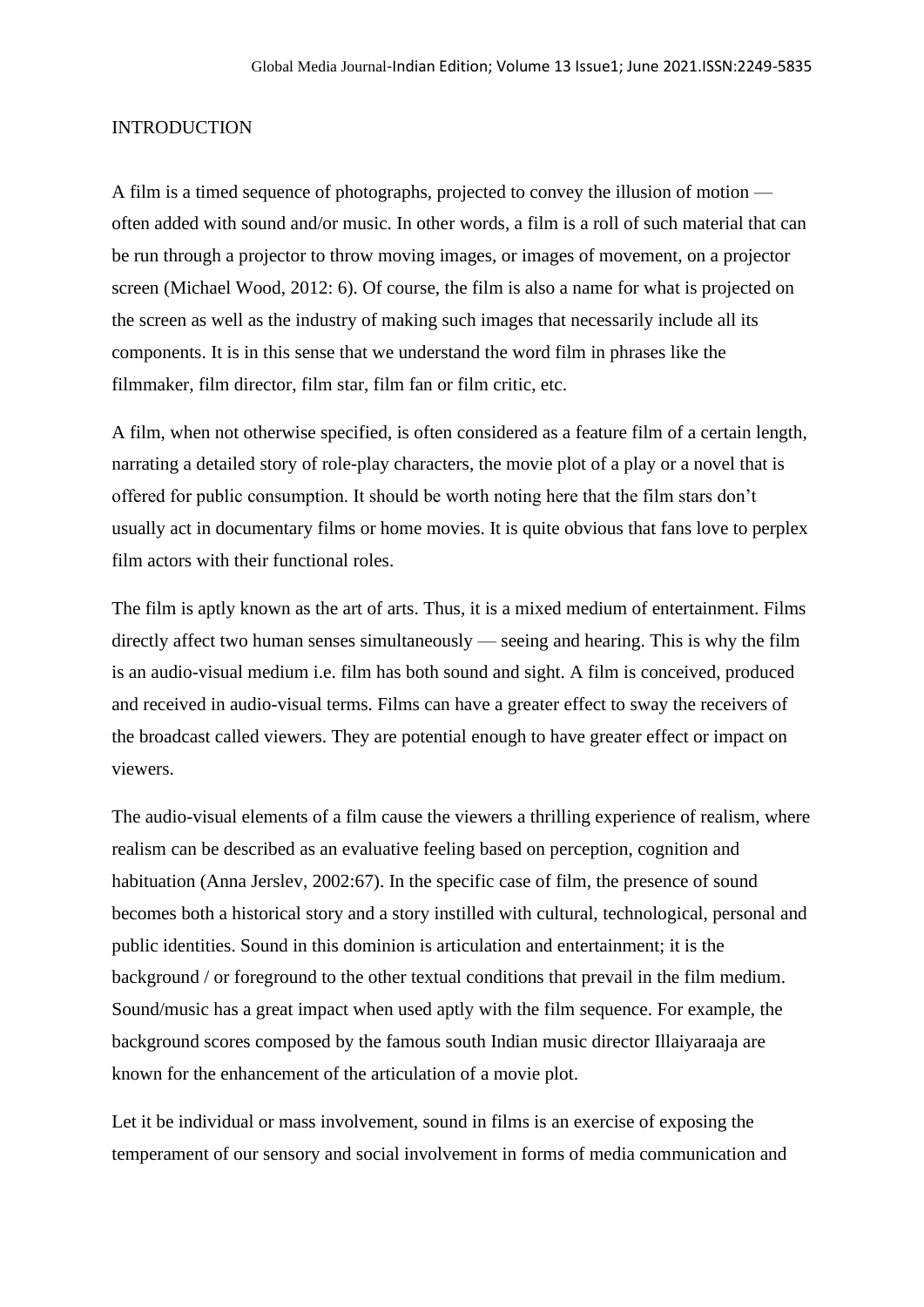INTRODUCTION

A film is a timed sequence of photographs, projected to convey the illusion of motion — often added with sound and/or music. In other words, a film is a roll of such material that can be run through a projector to throw moving images, or images of movement, on a projector screen (Michael Wood, 2012: 6). Of course, the film is also a name for what is projected on the screen as well as the industry of making such images that necessarily include all its components. It is in this sense that we understand the word film in phrases like the filmmaker, film director, film star, film fan or film critic, etc.

A film, when not otherwise specified, is often considered as a feature film of a certain length, narrating a detailed story of role-play characters, the movie plot of a play or a novel that is offered for public consumption. It should be worth noting here that the film stars don't usually act in documentary films or home movies. It is quite obvious that fans love to perplex film actors with their functional roles.

The film is aptly known as the art of arts. Thus, it is a mixed medium of entertainment. Films directly affect two human senses simultaneously — seeing and hearing. This is why the film is an audio-visual medium i.e. film has both sound and sight. A film is conceived, produced and received in audio-visual terms. Films can have a greater effect to sway the receivers of the broadcast called viewers. They are potential enough to have greater effect or impact on viewers.

The audio-visual elements of a film cause the viewers a thrilling experience of realism, where realism can be described as an evaluative feeling based on perception, cognition and habituation (Anna Jerslev, 2002:67). In the specific case of film, the presence of sound becomes both a historical story and a story instilled with cultural, technological, personal and public identities. Sound in this dominion is articulation and entertainment; it is the background / or foreground to the other textual conditions that prevail in the film medium. Sound/music has a great impact when used aptly with the film sequence. For example, the background scores composed by the famous south Indian music director Illaiyaraaja are known for the enhancement of the articulation of a movie plot.

Let it be individual or mass involvement, sound in films is an exercise of exposing the temperament of our sensory and social involvement in forms of media communication and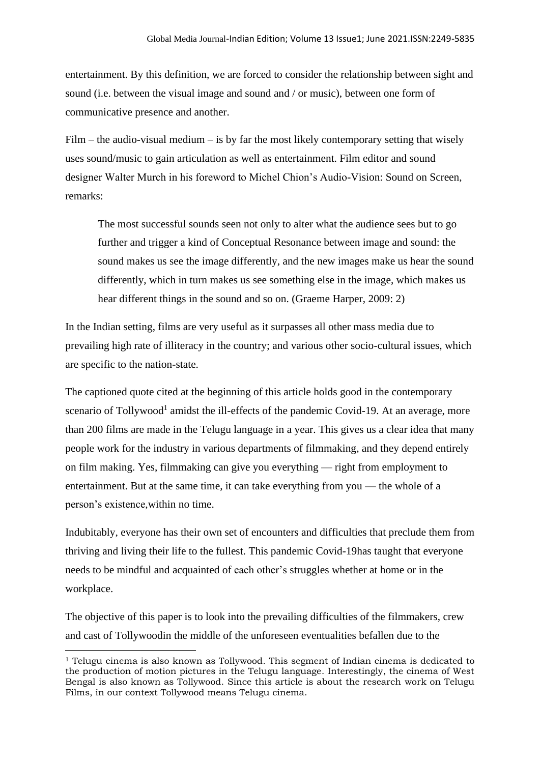entertainment. By this definition, we are forced to consider the relationship between sight and sound (i.e. between the visual image and sound and / or music), between one form of communicative presence and another.

Film – the audio-visual medium – is by far the most likely contemporary setting that wisely uses sound/music to gain articulation as well as entertainment. Film editor and sound designer Walter Murch in his foreword to Michel Chion's Audio-Vision: Sound on Screen, remarks:

> The most successful sounds seen not only to alter what the audience sees but to go further and trigger a kind of Conceptual Resonance between image and sound: the sound makes us see the image differently, and the new images make us hear the sound differently, which in turn makes us see something else in the image, which makes us hear different things in the sound and so on. (Graeme Harper, 2009: 2)

In the Indian setting, films are very useful as it surpasses all other mass media due to prevailing high rate of illiteracy in the country; and various other socio-cultural issues, which are specific to the nation-state.

The captioned quote cited at the beginning of this article holds good in the contemporary scenario of Tollywood[1] amidst the ill-effects of the pandemic Covid-19. At an average, more than 200 films are made in the Telugu language in a year. This gives us a clear idea that many people work for the industry in various departments of filmmaking, and they depend entirely on film making. Yes, filmmaking can give you everything — right from employment to entertainment. But at the same time, it can take everything from you — the whole of a person's existence,within no time.

Indubitably, everyone has their own set of encounters and difficulties that preclude them from thriving and living their life to the fullest. This pandemic Covid-19has taught that everyone needs to be mindful and acquainted of each other's struggles whether at home or in the workplace.

The objective of this paper is to look into the prevailing difficulties of the filmmakers, crew and cast of Tollywoodin the middle of the unforeseen eventualities befallen due to the

[1] Telugu cinema is also known as Tollywood. This segment of Indian cinema is dedicated to the production of motion pictures in the Telugu language. Interestingly, the cinema of West Bengal is also known as Tollywood. Since this article is about the research work on Telugu Films, in our context Tollywood means Telugu cinema.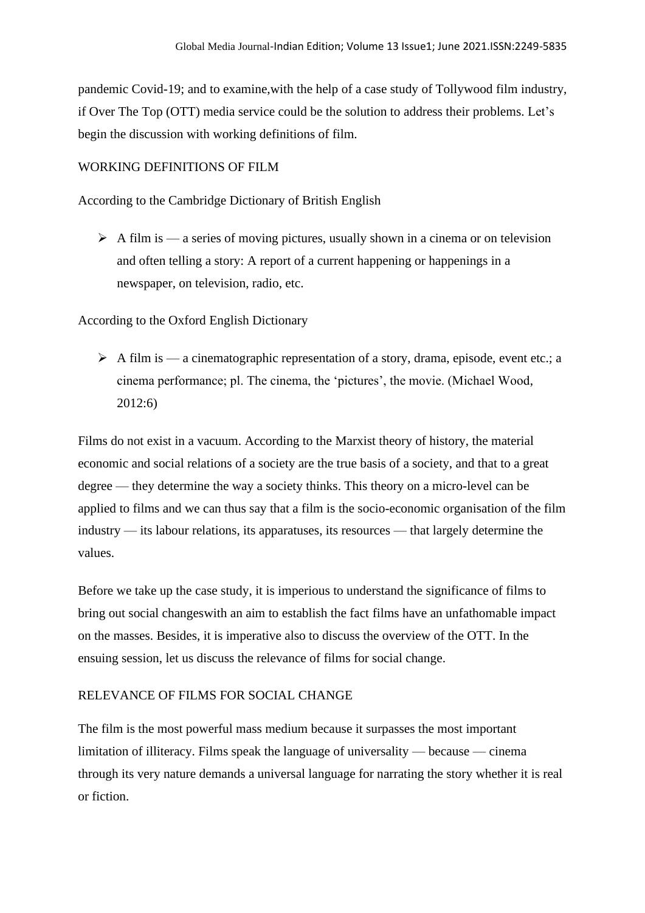pandemic Covid-19; and to examine,with the help of a case study of Tollywood film industry, if Over The Top (OTT) media service could be the solution to address their problems. Let's begin the discussion with working definitions of film.

## WORKING DEFINITIONS OF FILM

According to the Cambridge Dictionary of British English

- A film is — a series of moving pictures, usually shown in a cinema or on television and often telling a story: A report of a current happening or happenings in a newspaper, on television, radio, etc.

According to the Oxford English Dictionary

- A film is — a cinematographic representation of a story, drama, episode, event etc.; a cinema performance; pl. The cinema, the 'pictures', the movie. (Michael Wood, 2012:6)

Films do not exist in a vacuum. According to the Marxist theory of history, the material economic and social relations of a society are the true basis of a society, and that to a great degree — they determine the way a society thinks. This theory on a micro-level can be applied to films and we can thus say that a film is the socio-economic organisation of the film industry — its labour relations, its apparatuses, its resources — that largely determine the values.

Before we take up the case study, it is imperious to understand the significance of films to bring out social changeswith an aim to establish the fact films have an unfathomable impact on the masses. Besides, it is imperative also to discuss the overview of the OTT. In the ensuing session, let us discuss the relevance of films for social change.

## RELEVANCE OF FILMS FOR SOCIAL CHANGE

The film is the most powerful mass medium because it surpasses the most important limitation of illiteracy. Films speak the language of universality — because — cinema through its very nature demands a universal language for narrating the story whether it is real or fiction.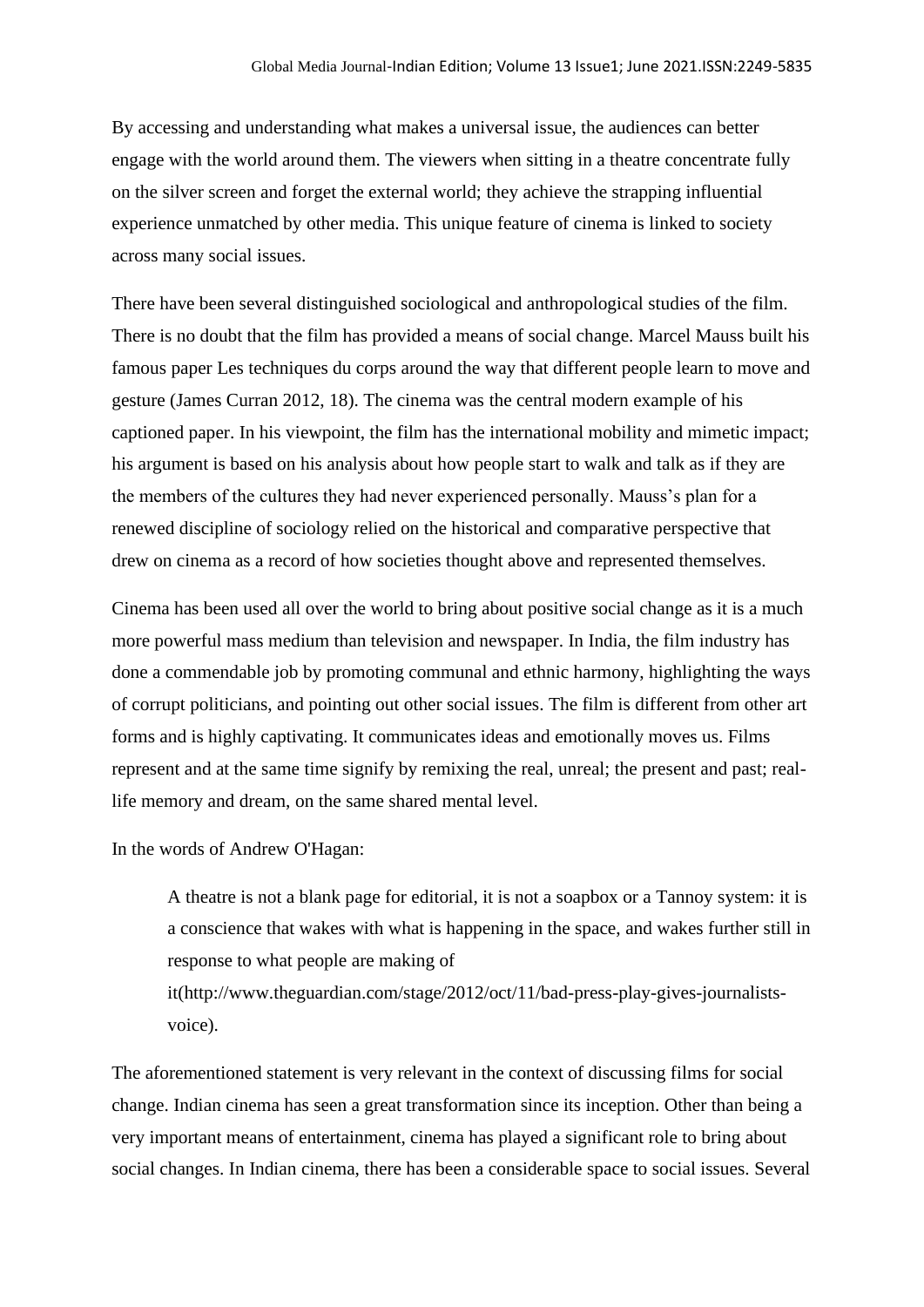By accessing and understanding what makes a universal issue, the audiences can better engage with the world around them. The viewers when sitting in a theatre concentrate fully on the silver screen and forget the external world; they achieve the strapping influential experience unmatched by other media. This unique feature of cinema is linked to society across many social issues.

There have been several distinguished sociological and anthropological studies of the film. There is no doubt that the film has provided a means of social change. Marcel Mauss built his famous paper Les techniques du corps around the way that different people learn to move and gesture (James Curran 2012, 18). The cinema was the central modern example of his captioned paper. In his viewpoint, the film has the international mobility and mimetic impact; his argument is based on his analysis about how people start to walk and talk as if they are the members of the cultures they had never experienced personally. Mauss's plan for a renewed discipline of sociology relied on the historical and comparative perspective that drew on cinema as a record of how societies thought above and represented themselves.

Cinema has been used all over the world to bring about positive social change as it is a much more powerful mass medium than television and newspaper. In India, the film industry has done a commendable job by promoting communal and ethnic harmony, highlighting the ways of corrupt politicians, and pointing out other social issues. The film is different from other art forms and is highly captivating. It communicates ideas and emotionally moves us. Films represent and at the same time signify by remixing the real, unreal; the present and past; real-life memory and dream, on the same shared mental level.

In the words of Andrew O'Hagan:

> A theatre is not a blank page for editorial, it is not a soapbox or a Tannoy system: it is a conscience that wakes with what is happening in the space, and wakes further still in response to what people are making of it(http://www.theguardian.com/stage/2012/oct/11/bad-press-play-gives-journalists-voice).

The aforementioned statement is very relevant in the context of discussing films for social change. Indian cinema has seen a great transformation since its inception. Other than being a very important means of entertainment, cinema has played a significant role to bring about social changes. In Indian cinema, there has been a considerable space to social issues. Several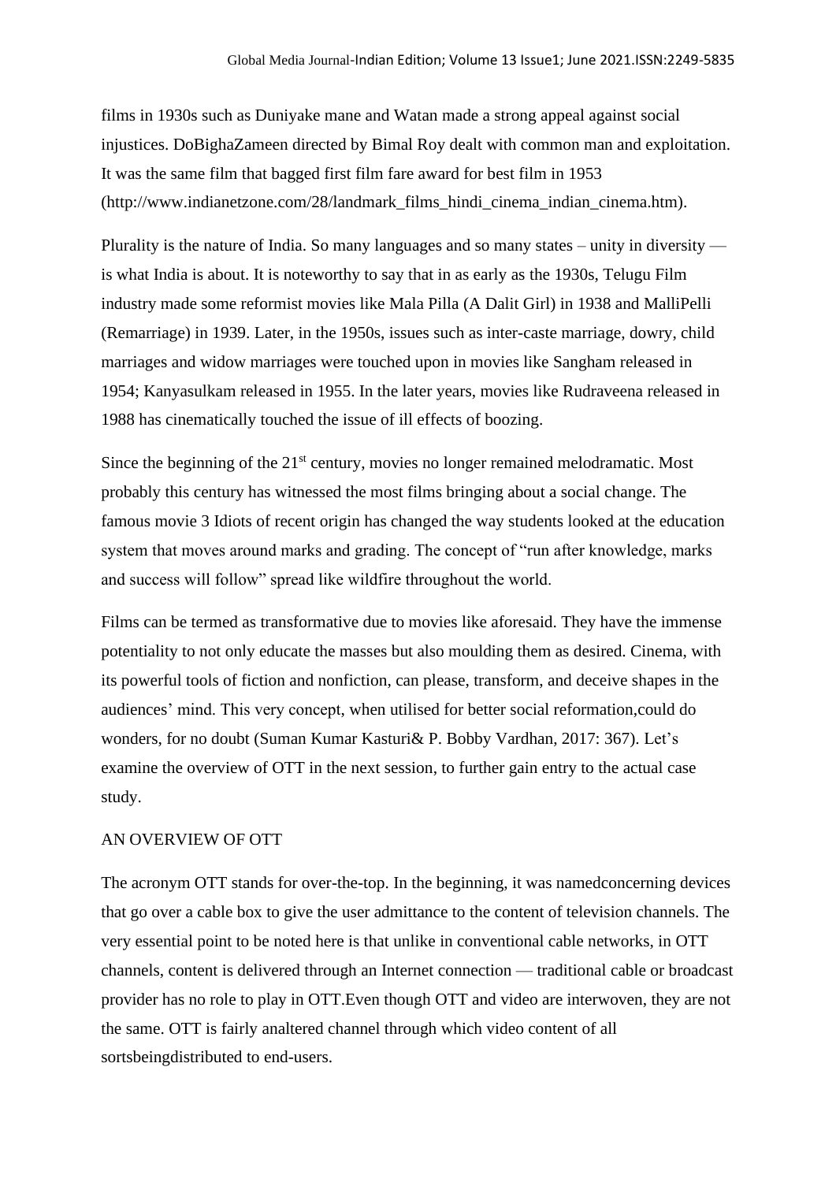films in 1930s such as Duniyake mane and Watan made a strong appeal against social injustices. DoBighaZameen directed by Bimal Roy dealt with common man and exploitation. It was the same film that bagged first film fare award for best film in 1953 (http://www.indianetzone.com/28/landmark_films_hindi_cinema_indian_cinema.htm).

Plurality is the nature of India. So many languages and so many states – unity in diversity — is what India is about. It is noteworthy to say that in as early as the 1930s, Telugu Film industry made some reformist movies like Mala Pilla (A Dalit Girl) in 1938 and MalliPelli (Remarriage) in 1939. Later, in the 1950s, issues such as inter-caste marriage, dowry, child marriages and widow marriages were touched upon in movies like Sangham released in 1954; Kanyasulkam released in 1955. In the later years, movies like Rudraveena released in 1988 has cinematically touched the issue of ill effects of boozing.

Since the beginning of the 21st century, movies no longer remained melodramatic. Most probably this century has witnessed the most films bringing about a social change. The famous movie 3 Idiots of recent origin has changed the way students looked at the education system that moves around marks and grading. The concept of "run after knowledge, marks and success will follow" spread like wildfire throughout the world.

Films can be termed as transformative due to movies like aforesaid. They have the immense potentiality to not only educate the masses but also moulding them as desired. Cinema, with its powerful tools of fiction and nonfiction, can please, transform, and deceive shapes in the audiences' mind. This very concept, when utilised for better social reformation,could do wonders, for no doubt (Suman Kumar Kasturi& P. Bobby Vardhan, 2017: 367). Let's examine the overview of OTT in the next session, to further gain entry to the actual case study.

## AN OVERVIEW OF OTT

The acronym OTT stands for over-the-top. In the beginning, it was namedconcerning devices that go over a cable box to give the user admittance to the content of television channels. The very essential point to be noted here is that unlike in conventional cable networks, in OTT channels, content is delivered through an Internet connection — traditional cable or broadcast provider has no role to play in OTT.Even though OTT and video are interwoven, they are not the same. OTT is fairly analtered channel through which video content of all sortsbeingdistributed to end-users.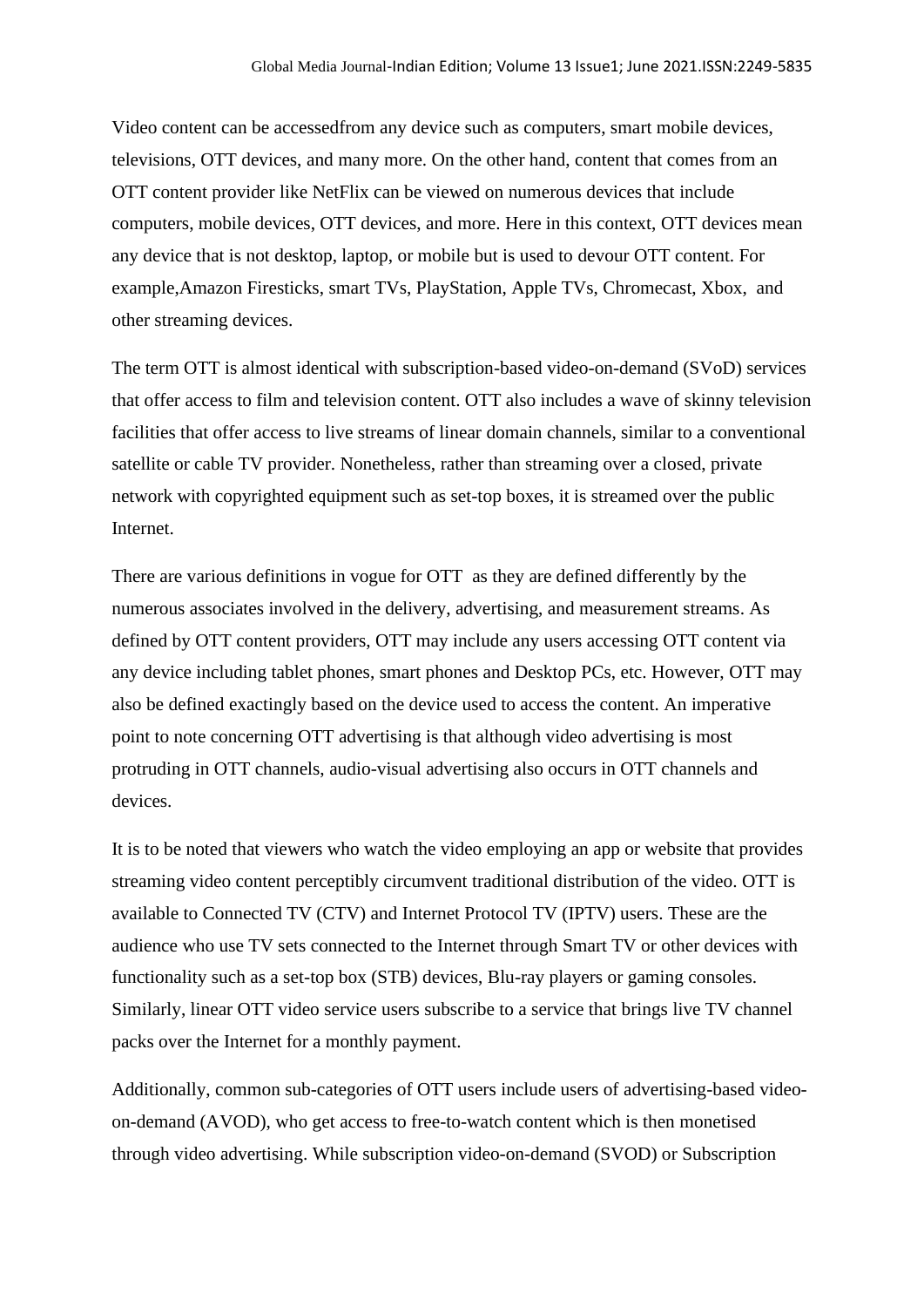Video content can be accessedfrom any device such as computers, smart mobile devices, televisions, OTT devices, and many more. On the other hand, content that comes from an OTT content provider like NetFlix can be viewed on numerous devices that include computers, mobile devices, OTT devices, and more. Here in this context, OTT devices mean any device that is not desktop, laptop, or mobile but is used to devour OTT content. For example,Amazon Firesticks, smart TVs, PlayStation, Apple TVs, Chromecast, Xbox, and other streaming devices.

The term OTT is almost identical with subscription-based video-on-demand (SVoD) services that offer access to film and television content. OTT also includes a wave of skinny television facilities that offer access to live streams of linear domain channels, similar to a conventional satellite or cable TV provider. Nonetheless, rather than streaming over a closed, private network with copyrighted equipment such as set-top boxes, it is streamed over the public Internet.

There are various definitions in vogue for OTT as they are defined differently by the numerous associates involved in the delivery, advertising, and measurement streams. As defined by OTT content providers, OTT may include any users accessing OTT content via any device including tablet phones, smart phones and Desktop PCs, etc. However, OTT may also be defined exactingly based on the device used to access the content. An imperative point to note concerning OTT advertising is that although video advertising is most protruding in OTT channels, audio-visual advertising also occurs in OTT channels and devices.

It is to be noted that viewers who watch the video employing an app or website that provides streaming video content perceptibly circumvent traditional distribution of the video. OTT is available to Connected TV (CTV) and Internet Protocol TV (IPTV) users. These are the audience who use TV sets connected to the Internet through Smart TV or other devices with functionality such as a set-top box (STB) devices, Blu-ray players or gaming consoles. Similarly, linear OTT video service users subscribe to a service that brings live TV channel packs over the Internet for a monthly payment.

Additionally, common sub-categories of OTT users include users of advertising-based video-on-demand (AVOD), who get access to free-to-watch content which is then monetised through video advertising. While subscription video-on-demand (SVOD) or Subscription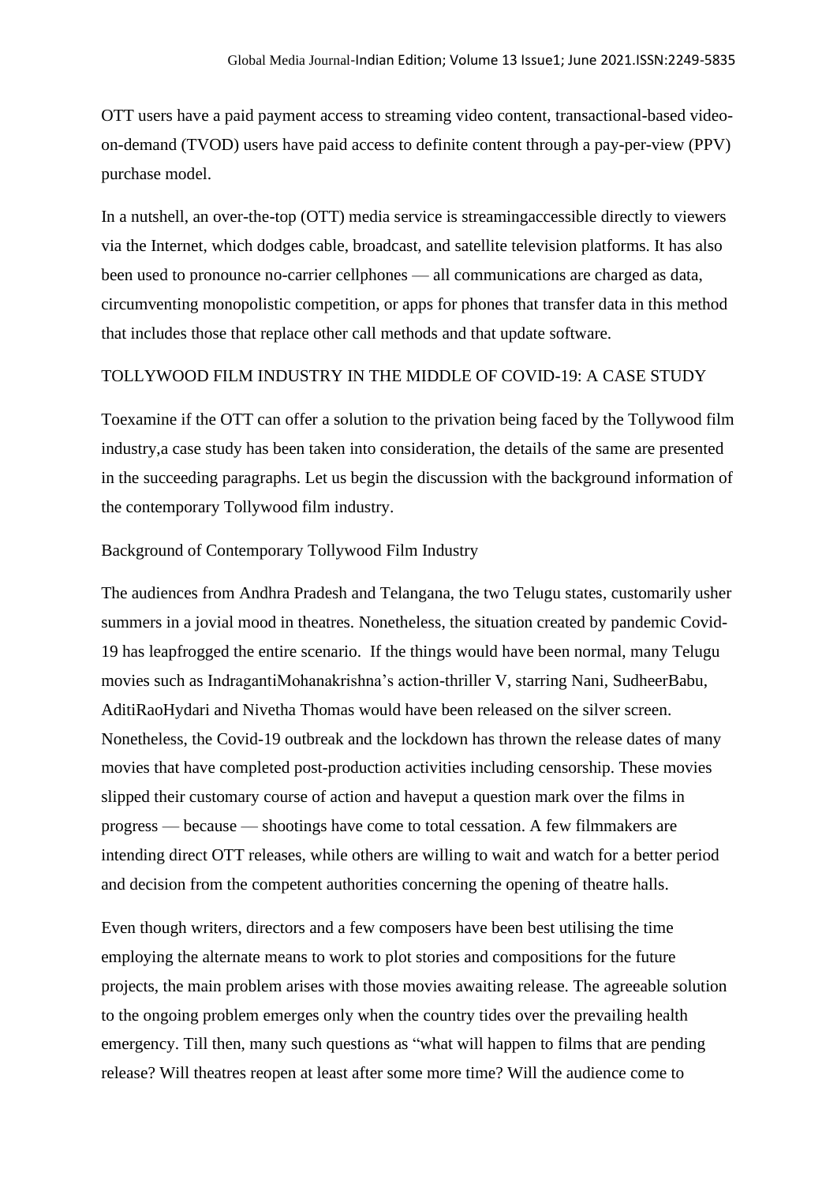OTT users have a paid payment access to streaming video content, transactional-based video-on-demand (TVOD) users have paid access to definite content through a pay-per-view (PPV) purchase model.

In a nutshell, an over-the-top (OTT) media service is streamingaccessible directly to viewers via the Internet, which dodges cable, broadcast, and satellite television platforms. It has also been used to pronounce no-carrier cellphones — all communications are charged as data, circumventing monopolistic competition, or apps for phones that transfer data in this method that includes those that replace other call methods and that update software.

## TOLLYWOOD FILM INDUSTRY IN THE MIDDLE OF COVID-19: A CASE STUDY

Toexamine if the OTT can offer a solution to the privation being faced by the Tollywood film industry,a case study has been taken into consideration, the details of the same are presented in the succeeding paragraphs. Let us begin the discussion with the background information of the contemporary Tollywood film industry.

### Background of Contemporary Tollywood Film Industry

The audiences from Andhra Pradesh and Telangana, the two Telugu states, customarily usher summers in a jovial mood in theatres. Nonetheless, the situation created by pandemic Covid-19 has leapfrogged the entire scenario. If the things would have been normal, many Telugu movies such as IndragantiMohanakrishna's action-thriller V, starring Nani, SudheerBabu, AditiRaoHydari and Nivetha Thomas would have been released on the silver screen. Nonetheless, the Covid-19 outbreak and the lockdown has thrown the release dates of many movies that have completed post-production activities including censorship. These movies slipped their customary course of action and haveput a question mark over the films in progress — because — shootings have come to total cessation. A few filmmakers are intending direct OTT releases, while others are willing to wait and watch for a better period and decision from the competent authorities concerning the opening of theatre halls.

Even though writers, directors and a few composers have been best utilising the time employing the alternate means to work to plot stories and compositions for the future projects, the main problem arises with those movies awaiting release. The agreeable solution to the ongoing problem emerges only when the country tides over the prevailing health emergency. Till then, many such questions as "what will happen to films that are pending release? Will theatres reopen at least after some more time? Will the audience come to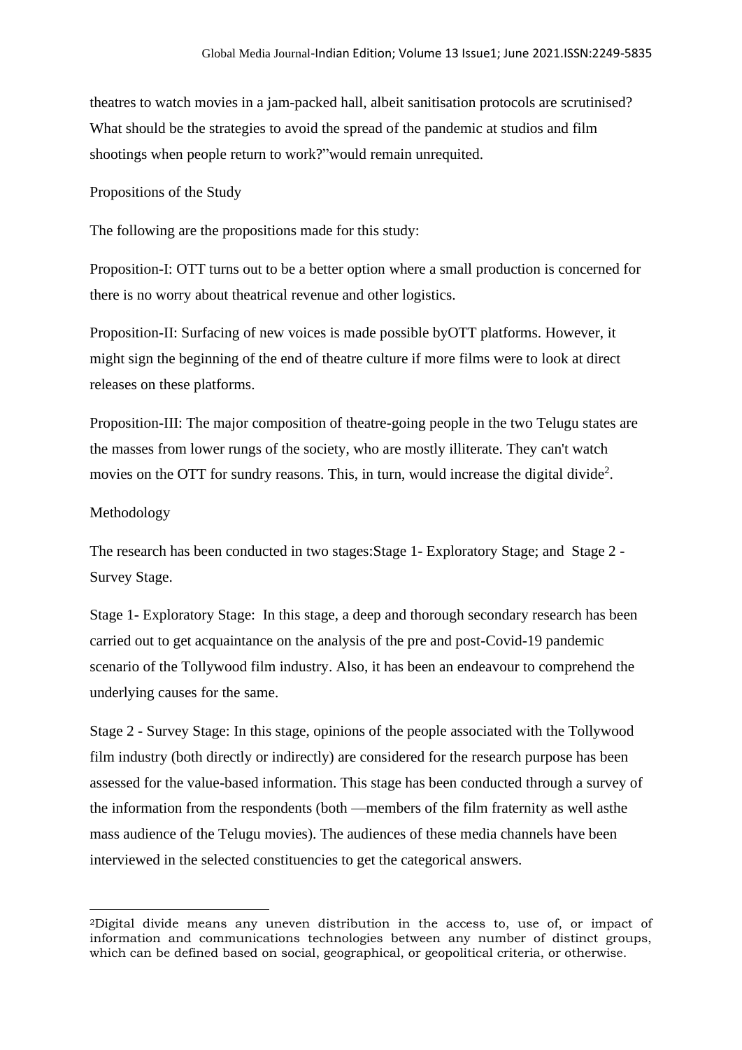theatres to watch movies in a jam-packed hall, albeit sanitisation protocols are scrutinised? What should be the strategies to avoid the spread of the pandemic at studios and film shootings when people return to work?"would remain unrequited.

## Propositions of the Study

The following are the propositions made for this study:

Proposition-I: OTT turns out to be a better option where a small production is concerned for there is no worry about theatrical revenue and other logistics.

Proposition-II: Surfacing of new voices is made possible byOTT platforms. However, it might sign the beginning of the end of theatre culture if more films were to look at direct releases on these platforms.

Proposition-III: The major composition of theatre-going people in the two Telugu states are the masses from lower rungs of the society, who are mostly illiterate. They can't watch movies on the OTT for sundry reasons. This, in turn, would increase the digital divide[2].

## Methodology

The research has been conducted in two stages:Stage 1- Exploratory Stage; and Stage 2 - Survey Stage.

Stage 1- Exploratory Stage: In this stage, a deep and thorough secondary research has been carried out to get acquaintance on the analysis of the pre and post-Covid-19 pandemic scenario of the Tollywood film industry. Also, it has been an endeavour to comprehend the underlying causes for the same.

Stage 2 - Survey Stage: In this stage, opinions of the people associated with the Tollywood film industry (both directly or indirectly) are considered for the research purpose has been assessed for the value-based information. This stage has been conducted through a survey of the information from the respondents (both —members of the film fraternity as well asthe mass audience of the Telugu movies). The audiences of these media channels have been interviewed in the selected constituencies to get the categorical answers.

---

[2]Digital divide means any uneven distribution in the access to, use of, or impact of information and communications technologies between any number of distinct groups, which can be defined based on social, geographical, or geopolitical criteria, or otherwise.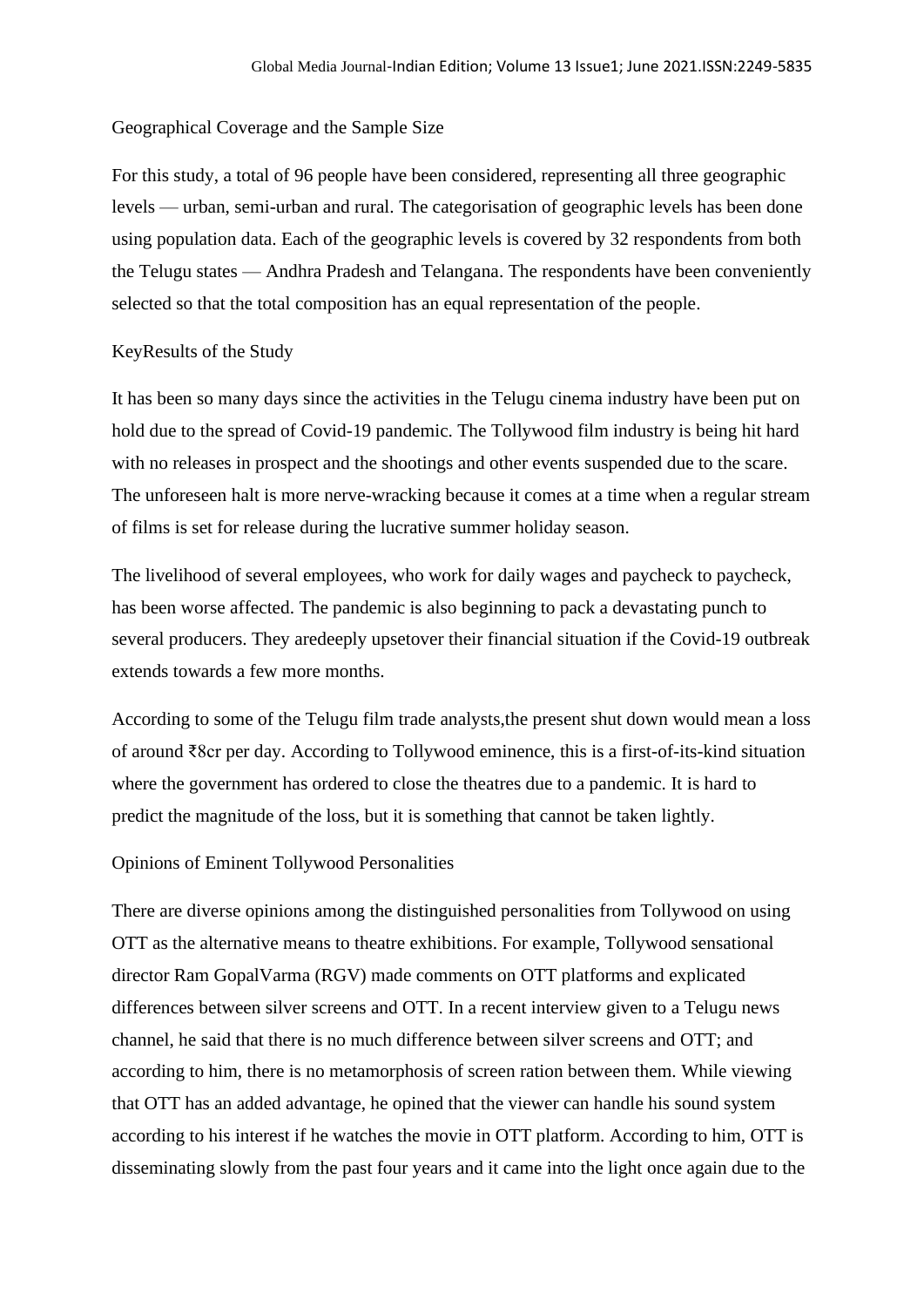## Geographical Coverage and the Sample Size

For this study, a total of 96 people have been considered, representing all three geographic levels — urban, semi-urban and rural. The categorisation of geographic levels has been done using population data. Each of the geographic levels is covered by 32 respondents from both the Telugu states — Andhra Pradesh and Telangana. The respondents have been conveniently selected so that the total composition has an equal representation of the people.

## KeyResults of the Study

It has been so many days since the activities in the Telugu cinema industry have been put on hold due to the spread of Covid-19 pandemic. The Tollywood film industry is being hit hard with no releases in prospect and the shootings and other events suspended due to the scare. The unforeseen halt is more nerve-wracking because it comes at a time when a regular stream of films is set for release during the lucrative summer holiday season.

The livelihood of several employees, who work for daily wages and paycheck to paycheck, has been worse affected. The pandemic is also beginning to pack a devastating punch to several producers. They aredeeply upsetover their financial situation if the Covid-19 outbreak extends towards a few more months.

According to some of the Telugu film trade analysts,the present shut down would mean a loss of around ₹8cr per day. According to Tollywood eminence, this is a first-of-its-kind situation where the government has ordered to close the theatres due to a pandemic. It is hard to predict the magnitude of the loss, but it is something that cannot be taken lightly.

## Opinions of Eminent Tollywood Personalities

There are diverse opinions among the distinguished personalities from Tollywood on using OTT as the alternative means to theatre exhibitions. For example, Tollywood sensational director Ram GopalVarma (RGV) made comments on OTT platforms and explicated differences between silver screens and OTT. In a recent interview given to a Telugu news channel, he said that there is no much difference between silver screens and OTT; and according to him, there is no metamorphosis of screen ration between them. While viewing that OTT has an added advantage, he opined that the viewer can handle his sound system according to his interest if he watches the movie in OTT platform. According to him, OTT is disseminating slowly from the past four years and it came into the light once again due to the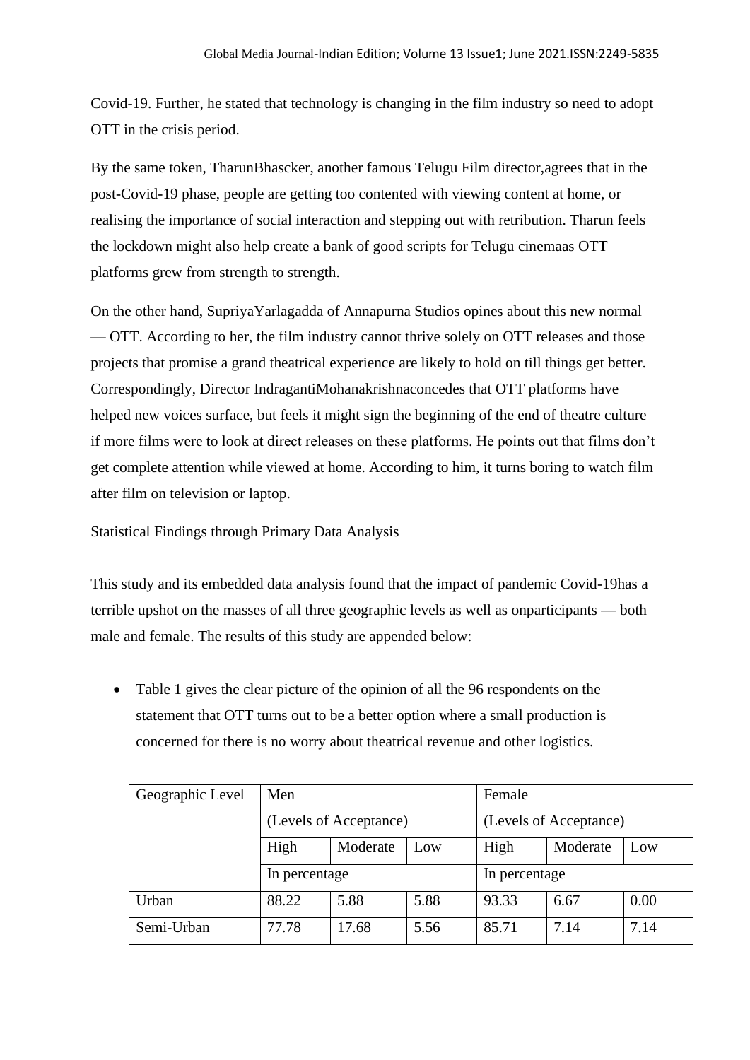Covid-19. Further, he stated that technology is changing in the film industry so need to adopt OTT in the crisis period.

By the same token, TharunBhascker, another famous Telugu Film director,agrees that in the post-Covid-19 phase, people are getting too contented with viewing content at home, or realising the importance of social interaction and stepping out with retribution. Tharun feels the lockdown might also help create a bank of good scripts for Telugu cinemaas OTT platforms grew from strength to strength.

On the other hand, SupriyaYarlagadda of Annapurna Studios opines about this new normal — OTT. According to her, the film industry cannot thrive solely on OTT releases and those projects that promise a grand theatrical experience are likely to hold on till things get better. Correspondingly, Director IndragantiMohanakrishnaconcedes that OTT platforms have helped new voices surface, but feels it might sign the beginning of the end of theatre culture if more films were to look at direct releases on these platforms. He points out that films don't get complete attention while viewed at home. According to him, it turns boring to watch film after film on television or laptop.

Statistical Findings through Primary Data Analysis

This study and its embedded data analysis found that the impact of pandemic Covid-19has a terrible upshot on the masses of all three geographic levels as well as onparticipants — both male and female. The results of this study are appended below:

- Table 1 gives the clear picture of the opinion of all the 96 respondents on the statement that OTT turns out to be a better option where a small production is concerned for there is no worry about theatrical revenue and other logistics.

| Geographic Level | Men (Levels of Acceptance) | | | Female (Levels of Acceptance) | | |
|---|---|---|---|---|---|---|
| | High | Moderate | Low | High | Moderate | Low |
| | In percentage | | | In percentage | | |
| Urban | 88.22 | 5.88 | 5.88 | 93.33 | 6.67 | 0.00 |
| Semi-Urban | 77.78 | 17.68 | 5.56 | 85.71 | 7.14 | 7.14 |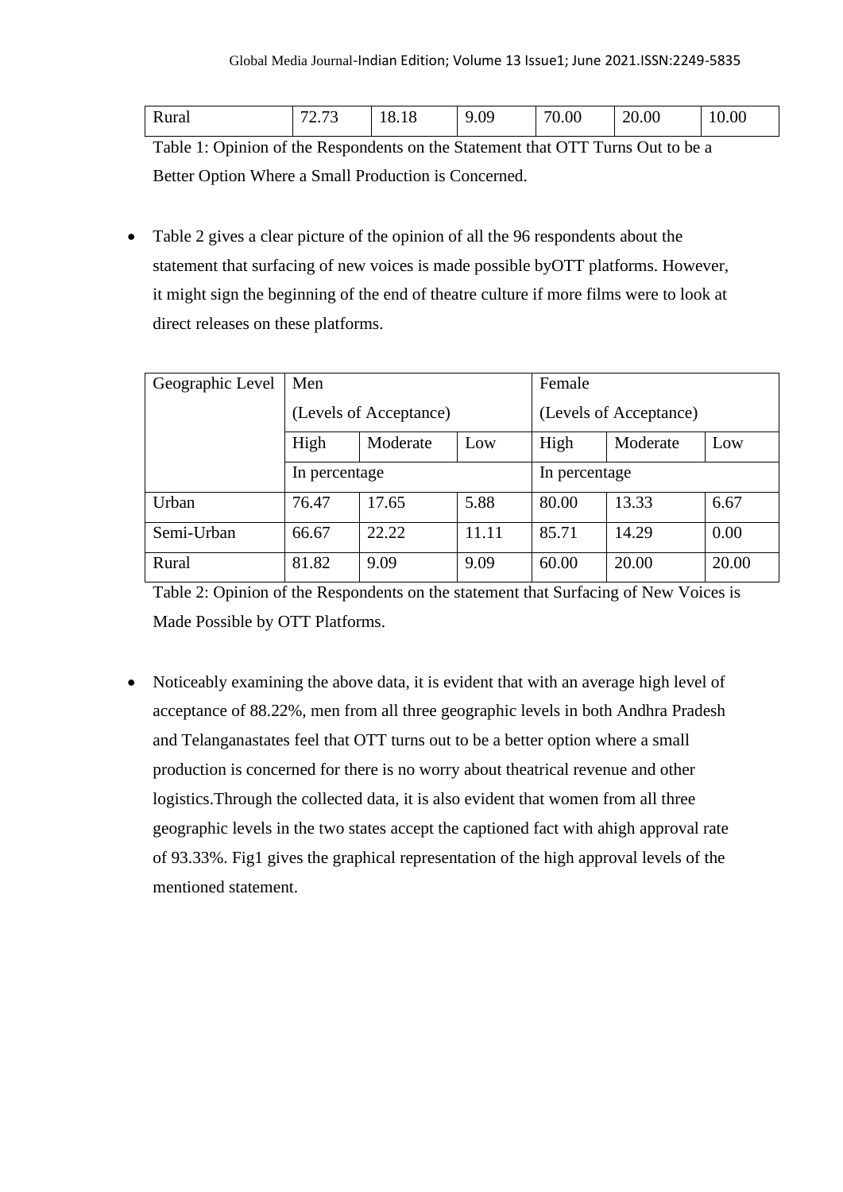| Rural | 72.73 | 18.18 | 9.09 | 70.00 | 20.00 | 10.00 |
|---|---|---|---|---|---|---|

Table 1: Opinion of the Respondents on the Statement that OTT Turns Out to be a Better Option Where a Small Production is Concerned.

- Table 2 gives a clear picture of the opinion of all the 96 respondents about the statement that surfacing of new voices is made possible byOTT platforms. However, it might sign the beginning of the end of theatre culture if more films were to look at direct releases on these platforms.

| Geographic Level | Men (Levels of Acceptance) | | | Female (Levels of Acceptance) | | |
|---|---|---|---|---|---|---|
| | High | Moderate | Low | High | Moderate | Low |
| | In percentage | | | In percentage | | |
| Urban | 76.47 | 17.65 | 5.88 | 80.00 | 13.33 | 6.67 |
| Semi-Urban | 66.67 | 22.22 | 11.11 | 85.71 | 14.29 | 0.00 |
| Rural | 81.82 | 9.09 | 9.09 | 60.00 | 20.00 | 20.00 |

Table 2: Opinion of the Respondents on the statement that Surfacing of New Voices is Made Possible by OTT Platforms.

- Noticeably examining the above data, it is evident that with an average high level of acceptance of 88.22%, men from all three geographic levels in both Andhra Pradesh and Telanganastates feel that OTT turns out to be a better option where a small production is concerned for there is no worry about theatrical revenue and other logistics.Through the collected data, it is also evident that women from all three geographic levels in the two states accept the captioned fact with ahigh approval rate of 93.33%. Fig1 gives the graphical representation of the high approval levels of the mentioned statement.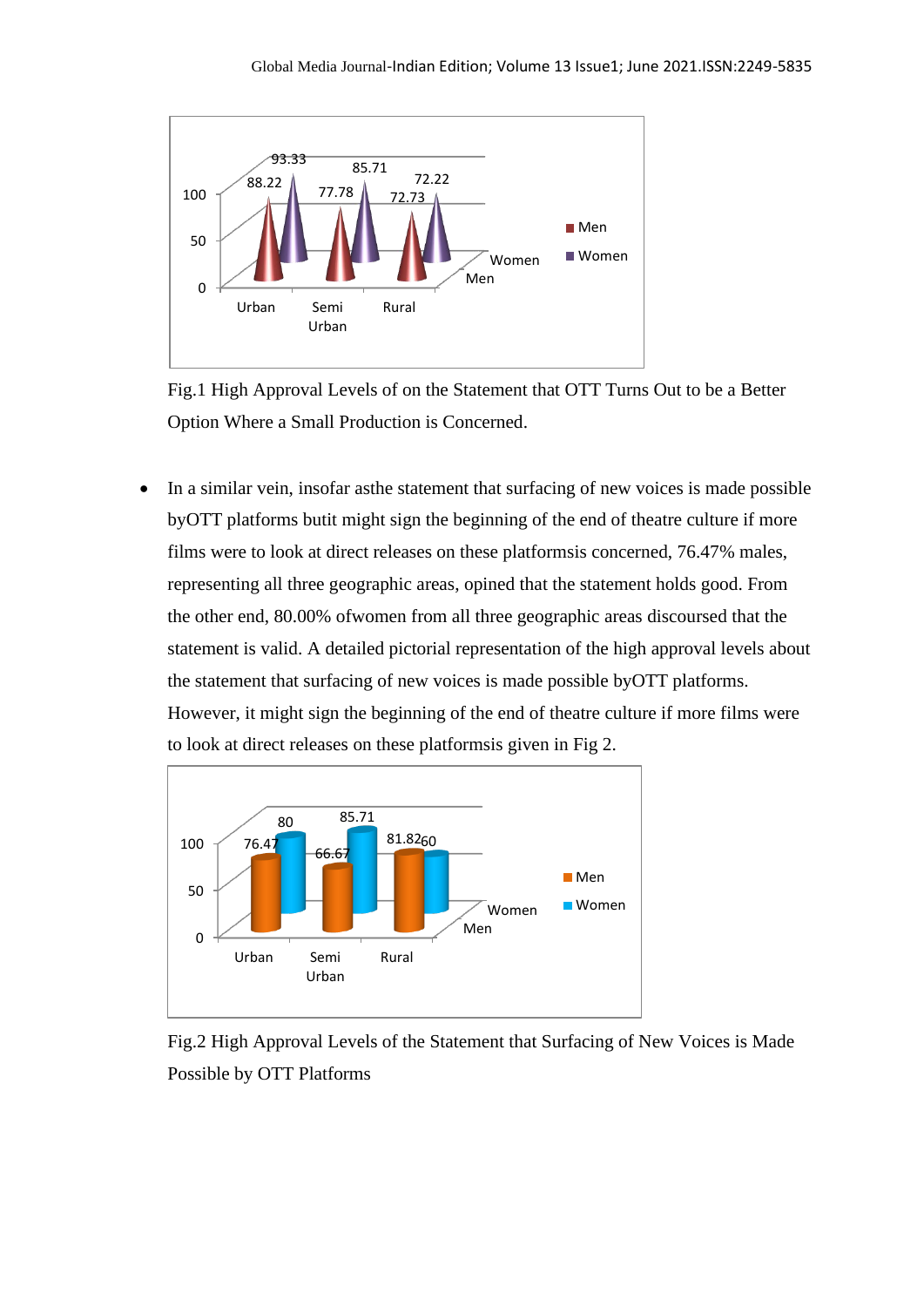Fig.1 High Approval Levels of on the Statement that OTT Turns Out to be a Better Option Where a Small Production is Concerned.

- In a similar vein, insofar asthe statement that surfacing of new voices is made possible byOTT platforms butit might sign the beginning of the end of theatre culture if more films were to look at direct releases on these platformsis concerned, 76.47% males, representing all three geographic areas, opined that the statement holds good. From the other end, 80.00% ofwomen from all three geographic areas discoursed that the statement is valid. A detailed pictorial representation of the high approval levels about the statement that surfacing of new voices is made possible byOTT platforms. However, it might sign the beginning of the end of theatre culture if more films were to look at direct releases on these platformsis given in Fig 2.

Fig.2 High Approval Levels of the Statement that Surfacing of New Voices is Made Possible by OTT Platforms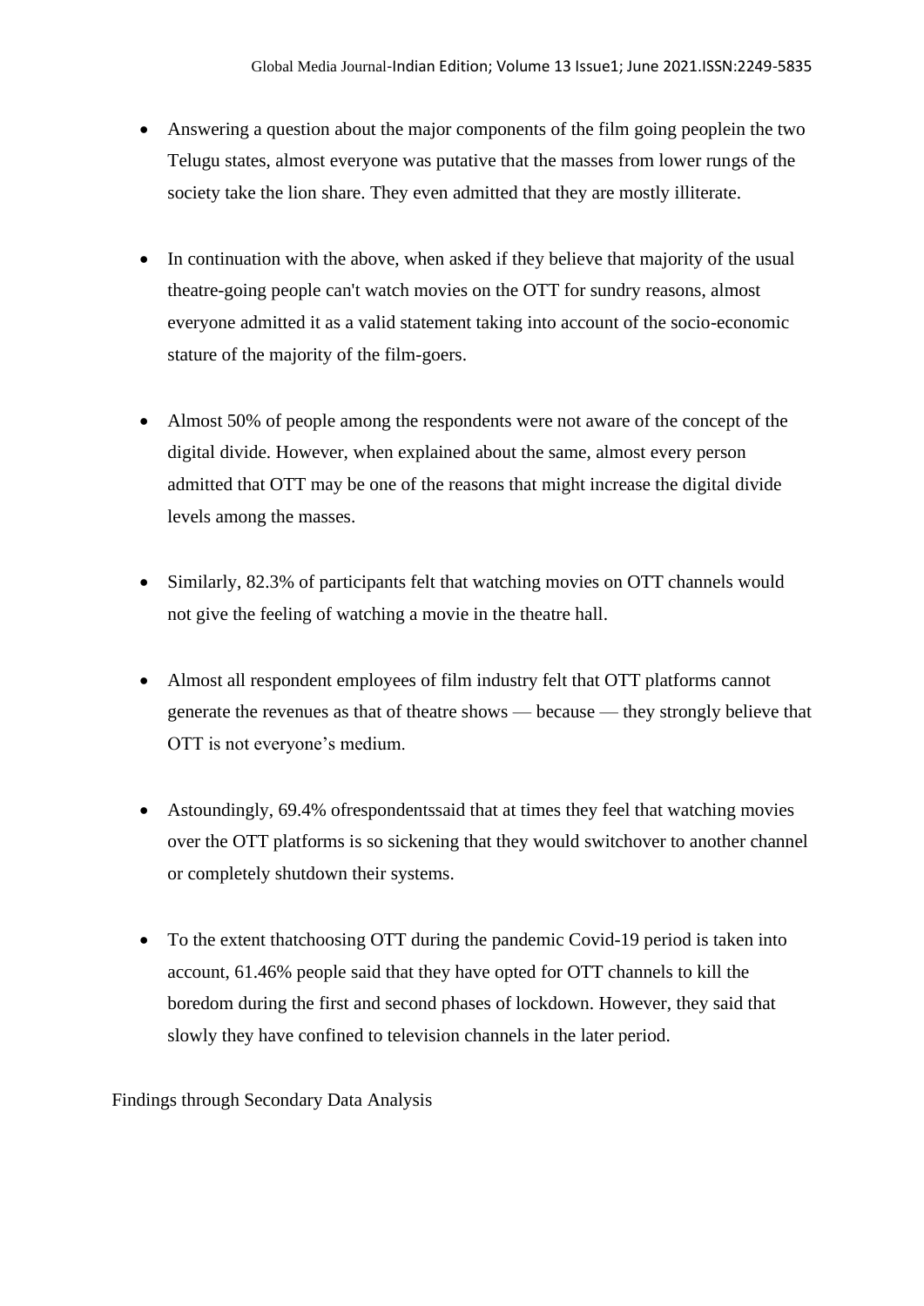- Answering a question about the major components of the film going peoplein the two Telugu states, almost everyone was putative that the masses from lower rungs of the society take the lion share. They even admitted that they are mostly illiterate.

- In continuation with the above, when asked if they believe that majority of the usual theatre-going people can't watch movies on the OTT for sundry reasons, almost everyone admitted it as a valid statement taking into account of the socio-economic stature of the majority of the film-goers.

- Almost 50% of people among the respondents were not aware of the concept of the digital divide. However, when explained about the same, almost every person admitted that OTT may be one of the reasons that might increase the digital divide levels among the masses.

- Similarly, 82.3% of participants felt that watching movies on OTT channels would not give the feeling of watching a movie in the theatre hall.

- Almost all respondent employees of film industry felt that OTT platforms cannot generate the revenues as that of theatre shows — because — they strongly believe that OTT is not everyone's medium.

- Astoundingly, 69.4% ofrespondentssaid that at times they feel that watching movies over the OTT platforms is so sickening that they would switchover to another channel or completely shutdown their systems.

- To the extent thatchoosing OTT during the pandemic Covid-19 period is taken into account, 61.46% people said that they have opted for OTT channels to kill the boredom during the first and second phases of lockdown. However, they said that slowly they have confined to television channels in the later period.

Findings through Secondary Data Analysis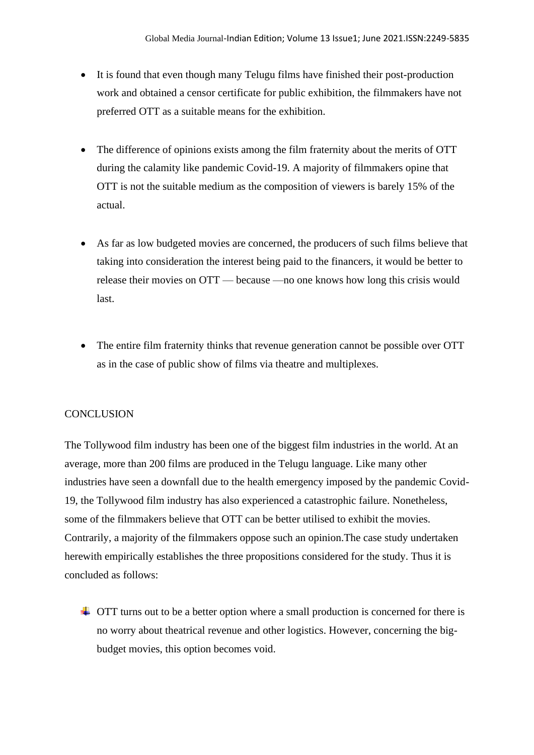- It is found that even though many Telugu films have finished their post-production work and obtained a censor certificate for public exhibition, the filmmakers have not preferred OTT as a suitable means for the exhibition.

- The difference of opinions exists among the film fraternity about the merits of OTT during the calamity like pandemic Covid-19. A majority of filmmakers opine that OTT is not the suitable medium as the composition of viewers is barely 15% of the actual.

- As far as low budgeted movies are concerned, the producers of such films believe that taking into consideration the interest being paid to the financers, it would be better to release their movies on OTT — because —no one knows how long this crisis would last.

- The entire film fraternity thinks that revenue generation cannot be possible over OTT as in the case of public show of films via theatre and multiplexes.

## CONCLUSION

The Tollywood film industry has been one of the biggest film industries in the world. At an average, more than 200 films are produced in the Telugu language. Like many other industries have seen a downfall due to the health emergency imposed by the pandemic Covid-19, the Tollywood film industry has also experienced a catastrophic failure. Nonetheless, some of the filmmakers believe that OTT can be better utilised to exhibit the movies. Contrarily, a majority of the filmmakers oppose such an opinion.The case study undertaken herewith empirically establishes the three propositions considered for the study. Thus it is concluded as follows:

- OTT turns out to be a better option where a small production is concerned for there is no worry about theatrical revenue and other logistics. However, concerning the big-budget movies, this option becomes void.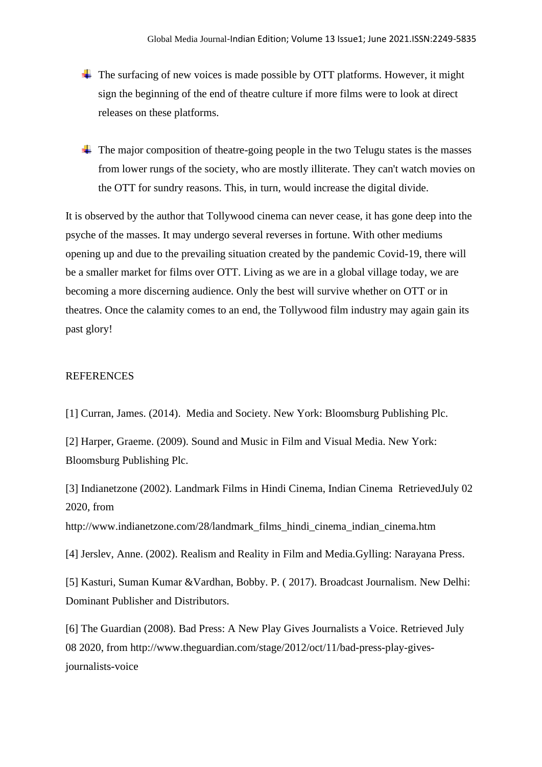- The surfacing of new voices is made possible by OTT platforms. However, it might sign the beginning of the end of theatre culture if more films were to look at direct releases on these platforms.

- The major composition of theatre-going people in the two Telugu states is the masses from lower rungs of the society, who are mostly illiterate. They can't watch movies on the OTT for sundry reasons. This, in turn, would increase the digital divide.

It is observed by the author that Tollywood cinema can never cease, it has gone deep into the psyche of the masses. It may undergo several reverses in fortune. With other mediums opening up and due to the prevailing situation created by the pandemic Covid-19, there will be a smaller market for films over OTT. Living as we are in a global village today, we are becoming a more discerning audience. Only the best will survive whether on OTT or in theatres. Once the calamity comes to an end, the Tollywood film industry may again gain its past glory!

REFERENCES

[1] Curran, James. (2014). Media and Society. New York: Bloomsburg Publishing Plc.

[2] Harper, Graeme. (2009). Sound and Music in Film and Visual Media. New York: Bloomsburg Publishing Plc.

[3] Indianetzone (2002). Landmark Films in Hindi Cinema, Indian Cinema RetrievedJuly 02 2020, from http://www.indianetzone.com/28/landmark_films_hindi_cinema_indian_cinema.htm

[4] Jerslev, Anne. (2002). Realism and Reality in Film and Media.Gylling: Narayana Press.

[5] Kasturi, Suman Kumar &Vardhan, Bobby. P. ( 2017). Broadcast Journalism. New Delhi: Dominant Publisher and Distributors.

[6] The Guardian (2008). Bad Press: A New Play Gives Journalists a Voice. Retrieved July 08 2020, from http://www.theguardian.com/stage/2012/oct/11/bad-press-play-gives-journalists-voice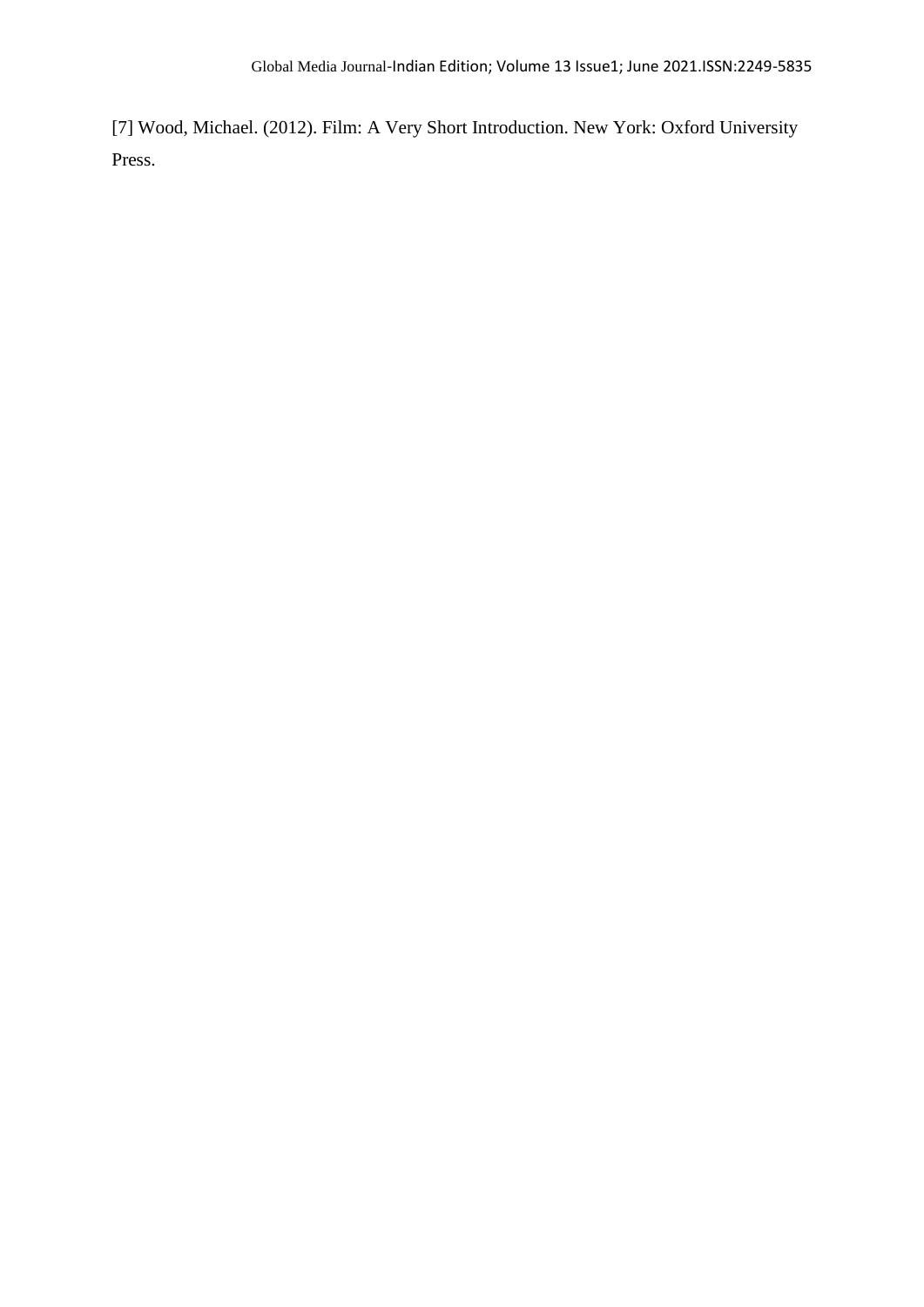[7] Wood, Michael. (2012). Film: A Very Short Introduction. New York: Oxford University Press.